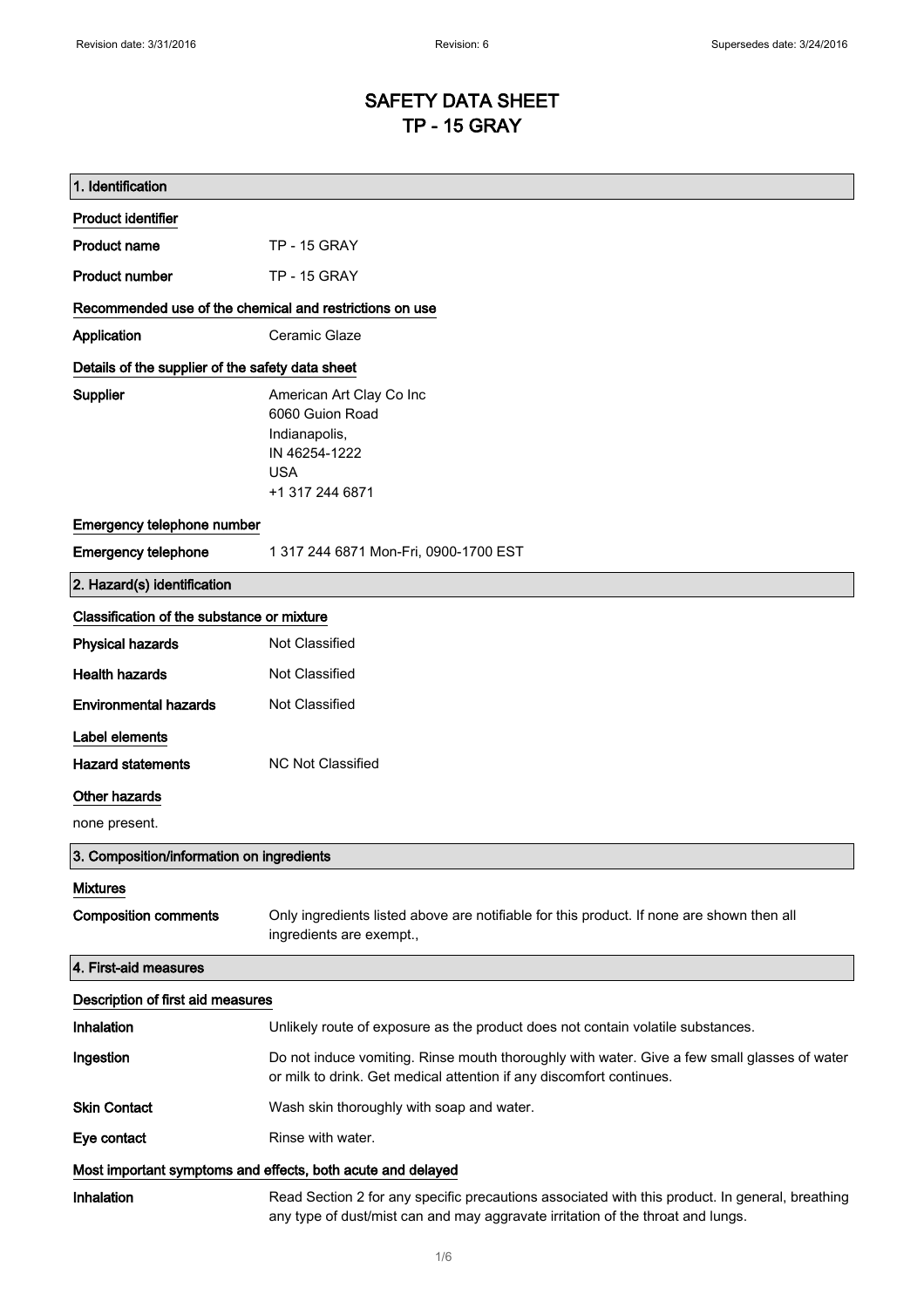# SAFETY DATA SHEET
# TP - 15 GRAY

## 1. Identification

### Product identifier

**Product name** TP - 15 GRAY

**Product number** TP - 15 GRAY

### Recommended use of the chemical and restrictions on use

**Application** Ceramic Glaze

### Details of the supplier of the safety data sheet

**Supplier** American Art Clay Co Inc
6060 Guion Road
Indianapolis,
IN 46254-1222
USA
+1 317 244 6871

### Emergency telephone number

**Emergency telephone** 1 317 244 6871 Mon-Fri, 0900-1700 EST

## 2. Hazard(s) identification

### Classification of the substance or mixture

**Physical hazards** Not Classified

**Health hazards** Not Classified

**Environmental hazards** Not Classified

### Label elements

**Hazard statements** NC Not Classified

### Other hazards

none present.

## 3. Composition/information on ingredients

### Mixtures

**Composition comments** Only ingredients listed above are notifiable for this product. If none are shown then all ingredients are exempt.,

## 4. First-aid measures

### Description of first aid measures

**Inhalation** Unlikely route of exposure as the product does not contain volatile substances.

**Ingestion** Do not induce vomiting. Rinse mouth thoroughly with water. Give a few small glasses of water or milk to drink. Get medical attention if any discomfort continues.

**Skin Contact** Wash skin thoroughly with soap and water.

**Eye contact** Rinse with water.

### Most important symptoms and effects, both acute and delayed

**Inhalation** Read Section 2 for any specific precautions associated with this product. In general, breathing any type of dust/mist can and may aggravate irritation of the throat and lungs.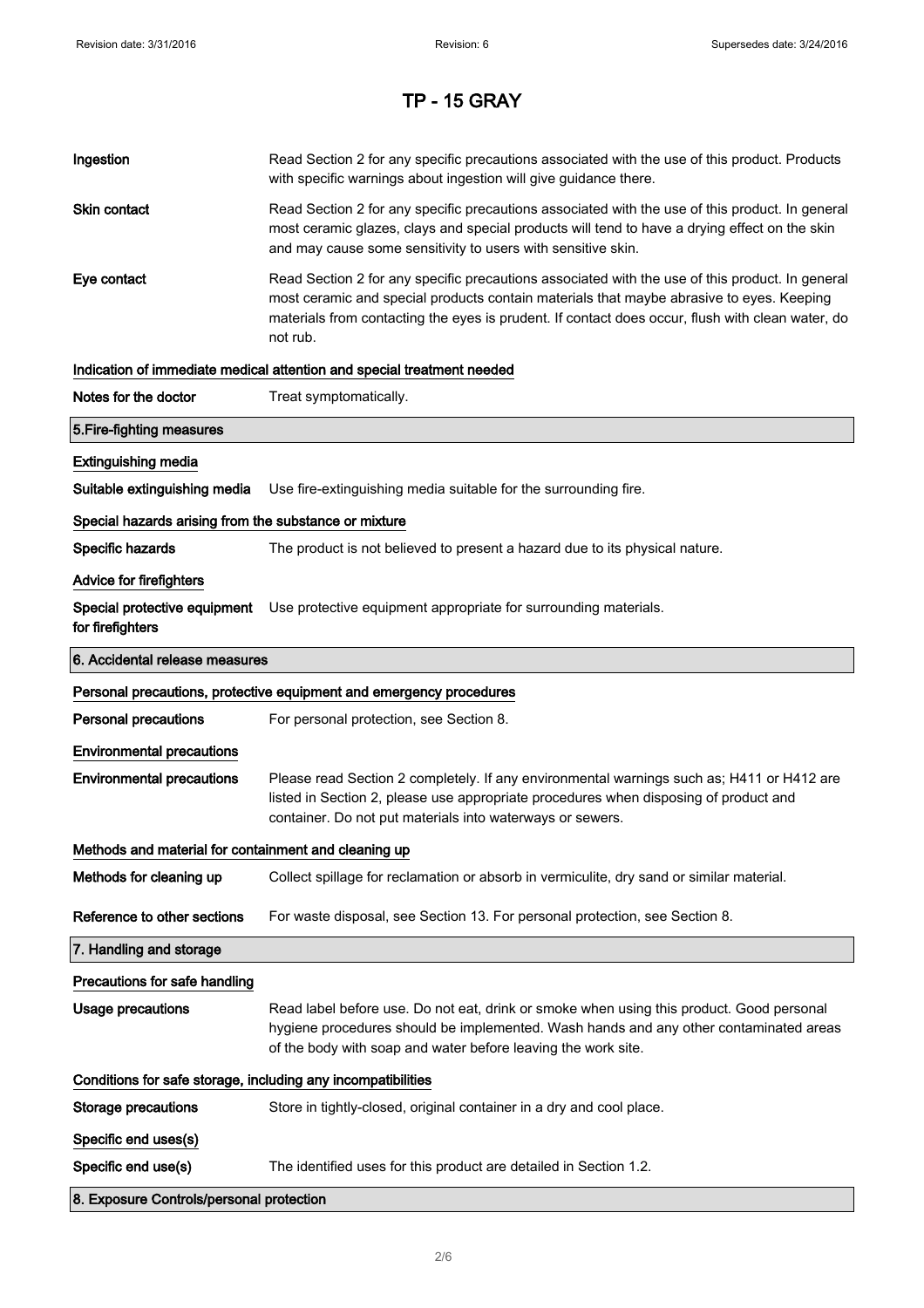# TP - 15 GRAY

**Ingestion**
Read Section 2 for any specific precautions associated with the use of this product. Products with specific warnings about ingestion will give guidance there.

**Skin contact**
Read Section 2 for any specific precautions associated with the use of this product. In general most ceramic glazes, clays and special products will tend to have a drying effect on the skin and may cause some sensitivity to users with sensitive skin.

**Eye contact**
Read Section 2 for any specific precautions associated with the use of this product. In general most ceramic and special products contain materials that maybe abrasive to eyes. Keeping materials from contacting the eyes is prudent. If contact does occur, flush with clean water, do not rub.

### Indication of immediate medical attention and special treatment needed

**Notes for the doctor**
Treat symptomatically.

## 5.Fire-fighting measures

### Extinguishing media

**Suitable extinguishing media**
Use fire-extinguishing media suitable for the surrounding fire.

### Special hazards arising from the substance or mixture

**Specific hazards**
The product is not believed to present a hazard due to its physical nature.

### Advice for firefighters

**Special protective equipment for firefighters**
Use protective equipment appropriate for surrounding materials.

## 6. Accidental release measures

### Personal precautions, protective equipment and emergency procedures

**Personal precautions**
For personal protection, see Section 8.

### Environmental precautions

**Environmental precautions**
Please read Section 2 completely. If any environmental warnings such as; H411 or H412 are listed in Section 2, please use appropriate procedures when disposing of product and container. Do not put materials into waterways or sewers.

### Methods and material for containment and cleaning up

**Methods for cleaning up**
Collect spillage for reclamation or absorb in vermiculite, dry sand or similar material.

**Reference to other sections**
For waste disposal, see Section 13. For personal protection, see Section 8.

## 7. Handling and storage

### Precautions for safe handling

**Usage precautions**
Read label before use. Do not eat, drink or smoke when using this product. Good personal hygiene procedures should be implemented. Wash hands and any other contaminated areas of the body with soap and water before leaving the work site.

### Conditions for safe storage, including any incompatibilities

**Storage precautions**
Store in tightly-closed, original container in a dry and cool place.

### Specific end uses(s)

**Specific end use(s)**
The identified uses for this product are detailed in Section 1.2.

## 8. Exposure Controls/personal protection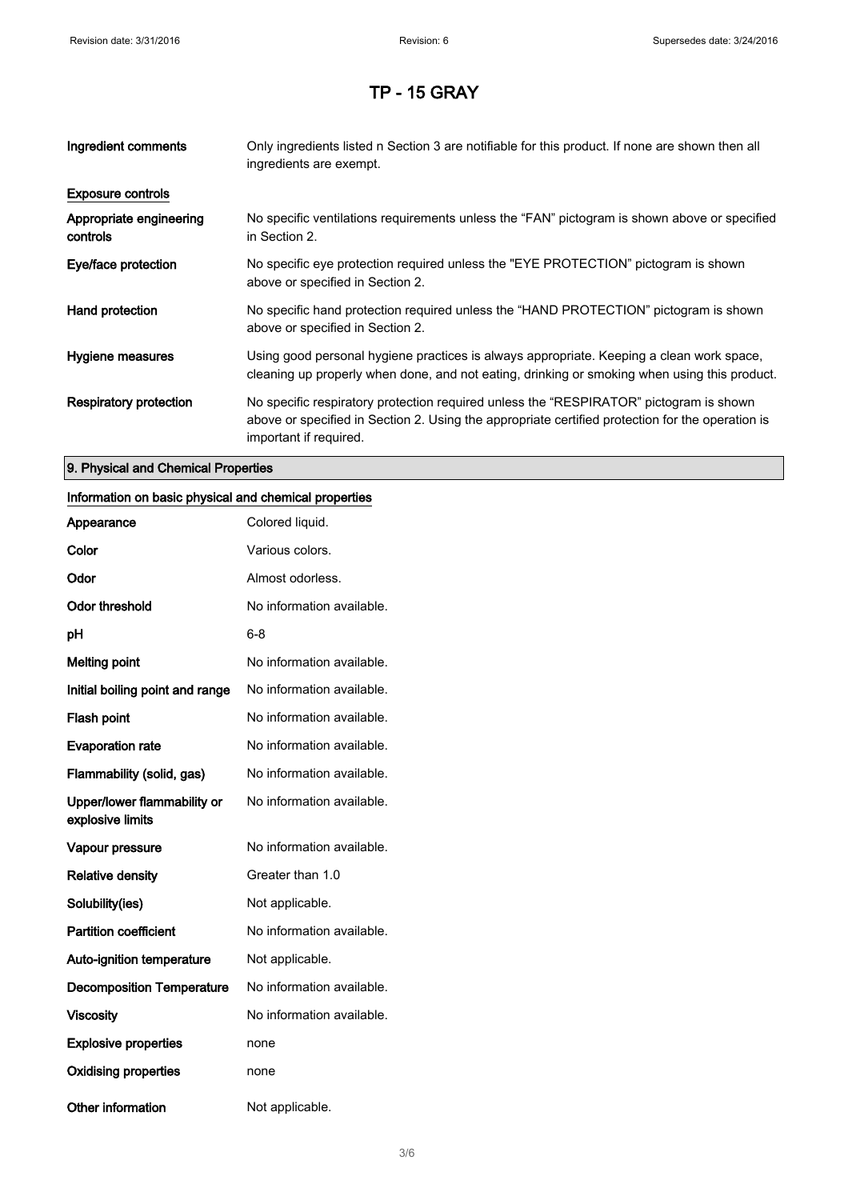# TP - 15 GRAY

| | |
|---|---|
| **Ingredient comments** | Only ingredients listed n Section 3 are notifiable for this product. If none are shown then all ingredients are exempt. |

**Exposure controls**

| | |
|---|---|
| **Appropriate engineering controls** | No specific ventilations requirements unless the "FAN" pictogram is shown above or specified in Section 2. |
| **Eye/face protection** | No specific eye protection required unless the "EYE PROTECTION" pictogram is shown above or specified in Section 2. |
| **Hand protection** | No specific hand protection required unless the "HAND PROTECTION" pictogram is shown above or specified in Section 2. |
| **Hygiene measures** | Using good personal hygiene practices is always appropriate. Keeping a clean work space, cleaning up properly when done, and not eating, drinking or smoking when using this product. |
| **Respiratory protection** | No specific respiratory protection required unless the "RESPIRATOR" pictogram is shown above or specified in Section 2. Using the appropriate certified protection for the operation is important if required. |

## 9. Physical and Chemical Properties

**Information on basic physical and chemical properties**

| | |
|---|---|
| **Appearance** | Colored liquid. |
| **Color** | Various colors. |
| **Odor** | Almost odorless. |
| **Odor threshold** | No information available. |
| **pH** | 6-8 |
| **Melting point** | No information available. |
| **Initial boiling point and range** | No information available. |
| **Flash point** | No information available. |
| **Evaporation rate** | No information available. |
| **Flammability (solid, gas)** | No information available. |
| **Upper/lower flammability or explosive limits** | No information available. |
| **Vapour pressure** | No information available. |
| **Relative density** | Greater than 1.0 |
| **Solubility(ies)** | Not applicable. |
| **Partition coefficient** | No information available. |
| **Auto-ignition temperature** | Not applicable. |
| **Decomposition Temperature** | No information available. |
| **Viscosity** | No information available. |
| **Explosive properties** | none |
| **Oxidising properties** | none |
| **Other information** | Not applicable. |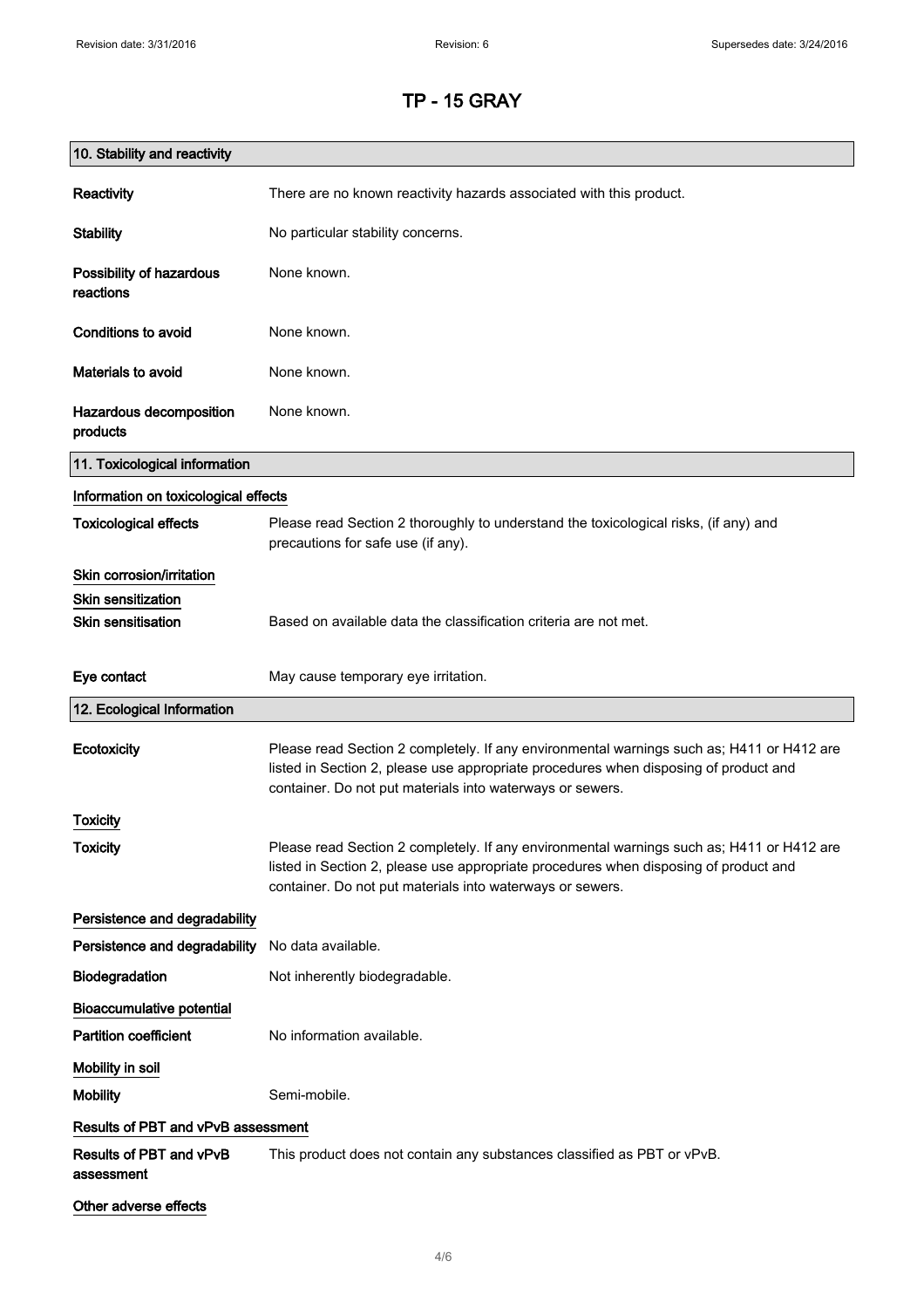# TP - 15 GRAY

## 10. Stability and reactivity

| | |
|---|---|
| **Reactivity** | There are no known reactivity hazards associated with this product. |
| **Stability** | No particular stability concerns. |
| **Possibility of hazardous reactions** | None known. |
| **Conditions to avoid** | None known. |
| **Materials to avoid** | None known. |
| **Hazardous decomposition products** | None known. |

## 11. Toxicological information

### Information on toxicological effects

| | |
|---|---|
| **Toxicological effects** | Please read Section 2 thoroughly to understand the toxicological risks, (if any) and precautions for safe use (if any). |

### Skin corrosion/irritation

### Skin sensitization

| | |
|---|---|
| **Skin sensitisation** | Based on available data the classification criteria are not met. |
| **Eye contact** | May cause temporary eye irritation. |

## 12. Ecological Information

| | |
|---|---|
| **Ecotoxicity** | Please read Section 2 completely. If any environmental warnings such as; H411 or H412 are listed in Section 2, please use appropriate procedures when disposing of product and container. Do not put materials into waterways or sewers. |

### Toxicity

| | |
|---|---|
| **Toxicity** | Please read Section 2 completely. If any environmental warnings such as; H411 or H412 are listed in Section 2, please use appropriate procedures when disposing of product and container. Do not put materials into waterways or sewers. |

### Persistence and degradability

| | |
|---|---|
| **Persistence and degradability** | No data available. |
| **Biodegradation** | Not inherently biodegradable. |

### Bioaccumulative potential

| | |
|---|---|
| **Partition coefficient** | No information available. |

### Mobility in soil

| | |
|---|---|
| **Mobility** | Semi-mobile. |

### Results of PBT and vPvB assessment

| | |
|---|---|
| **Results of PBT and vPvB assessment** | This product does not contain any substances classified as PBT or vPvB. |

### Other adverse effects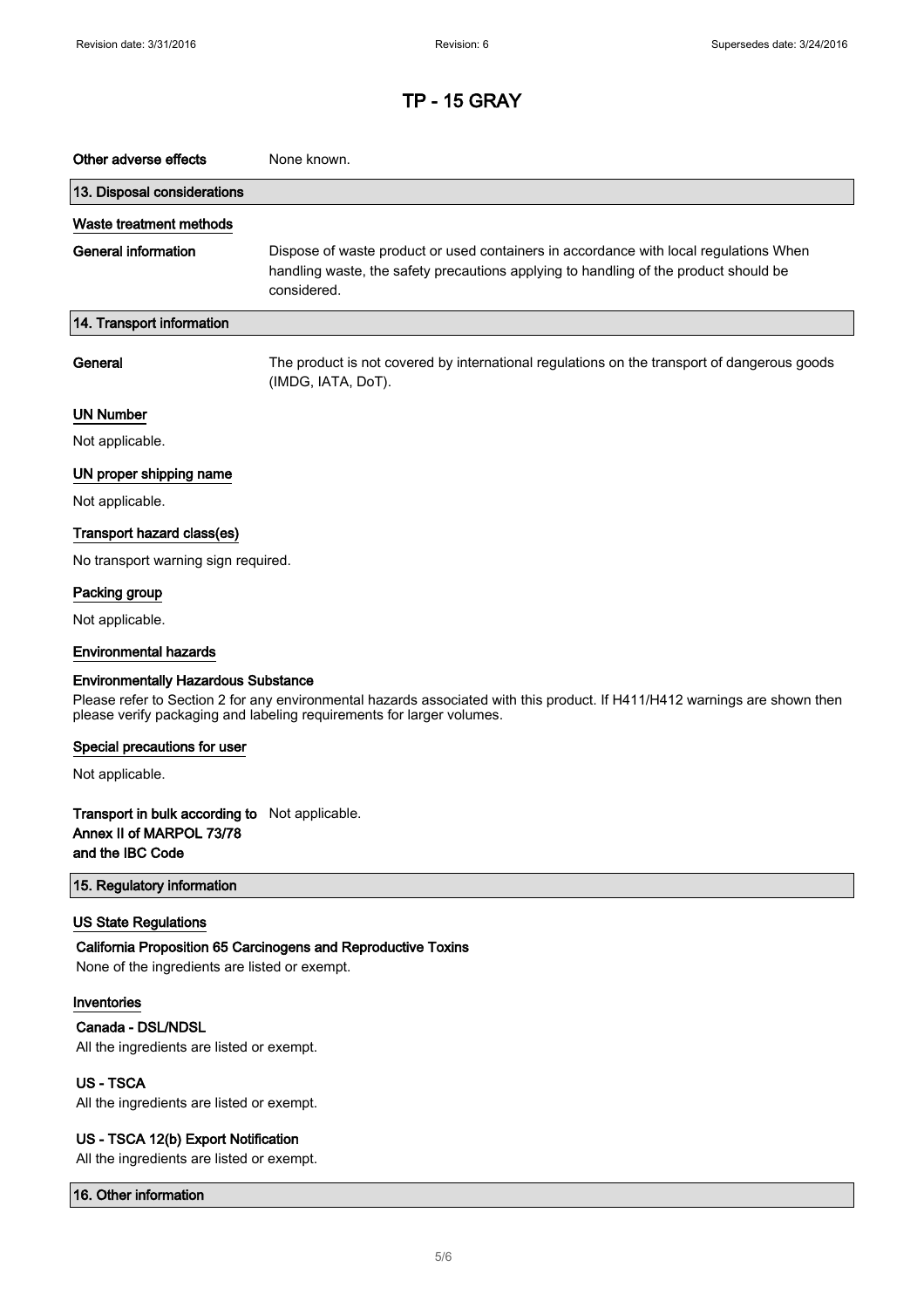# TP - 15 GRAY

**Other adverse effects** None known.

## 13. Disposal considerations

### Waste treatment methods

**General information** Dispose of waste product or used containers in accordance with local regulations When handling waste, the safety precautions applying to handling of the product should be considered.

## 14. Transport information

**General** The product is not covered by international regulations on the transport of dangerous goods (IMDG, IATA, DoT).

### UN Number

Not applicable.

### UN proper shipping name

Not applicable.

### Transport hazard class(es)

No transport warning sign required.

### Packing group

Not applicable.

### Environmental hazards

**Environmentally Hazardous Substance**

Please refer to Section 2 for any environmental hazards associated with this product. If H411/H412 warnings are shown then please verify packaging and labeling requirements for larger volumes.

### Special precautions for user

Not applicable.

**Transport in bulk according to Annex II of MARPOL 73/78 and the IBC Code** Not applicable.

## 15. Regulatory information

### US State Regulations

**California Proposition 65 Carcinogens and Reproductive Toxins**

None of the ingredients are listed or exempt.

### Inventories

**Canada - DSL/NDSL**

All the ingredients are listed or exempt.

**US - TSCA**

All the ingredients are listed or exempt.

**US - TSCA 12(b) Export Notification**

All the ingredients are listed or exempt.

## 16. Other information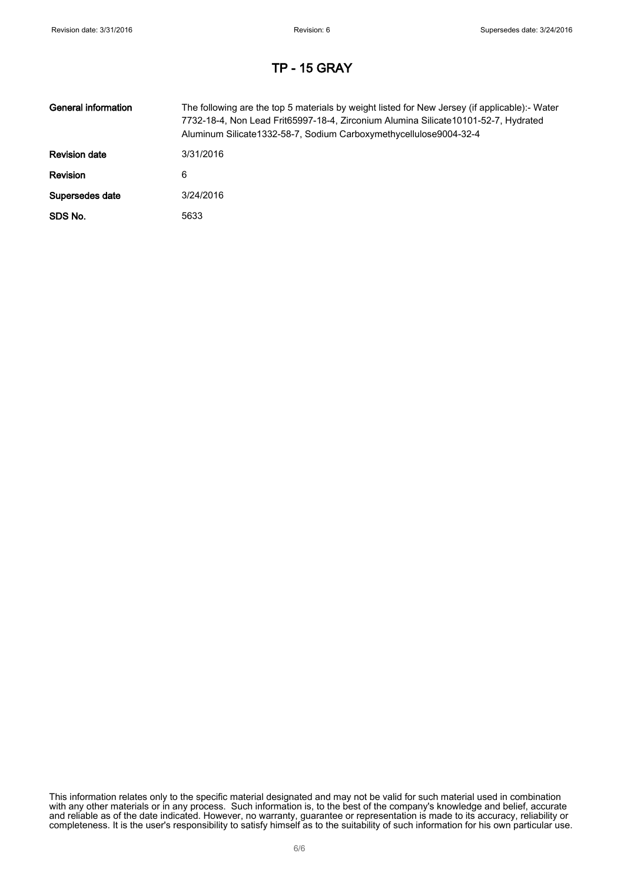# TP - 15 GRAY

| | |
|---|---|
| **General information** | The following are the top 5 materials by weight listed for New Jersey (if applicable):- Water 7732-18-4, Non Lead Frit65997-18-4, Zirconium Alumina Silicate10101-52-7, Hydrated Aluminum Silicate1332-58-7, Sodium Carboxymethycellulose9004-32-4 |
| **Revision date** | 3/31/2016 |
| **Revision** | 6 |
| **Supersedes date** | 3/24/2016 |
| **SDS No.** | 5633 |

This information relates only to the specific material designated and may not be valid for such material used in combination with any other materials or in any process. Such information is, to the best of the company's knowledge and belief, accurate and reliable as of the date indicated. However, no warranty, guarantee or representation is made to its accuracy, reliability or completeness. It is the user's responsibility to satisfy himself as to the suitability of such information for his own particular use.